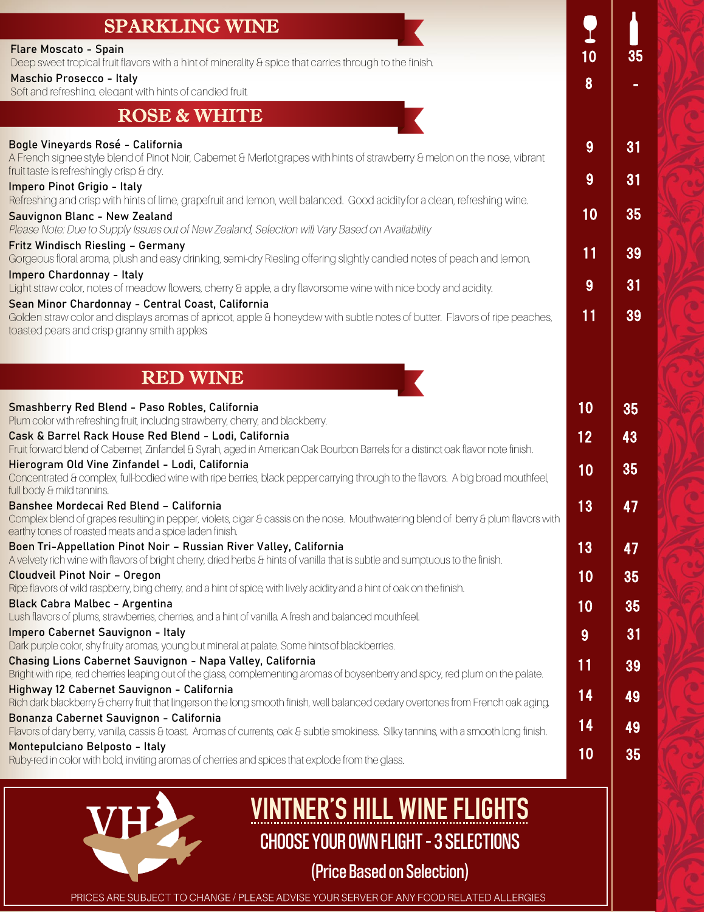## SPARKLING WINE

| Wine | Glass | Bottle |
| --- | --- | --- |
| **Flare Moscato - Spain**<br>Deep sweet tropical fruit flavors with a hint of minerality & spice that carries through to the finish. | 10 | 35 |
| **Maschio Prosecco - Italy**<br>Soft and refreshing, elegant with hints of candied fruit. | 8 | - |

## ROSE & WHITE

| Wine | Glass | Bottle |
| --- | --- | --- |
| **Bogle Vineyards Rosé - California**<br>A French signee style blend of Pinot Noir, Cabernet & Merlot grapes with hints of strawberry & melon on the nose, vibrant fruit taste is refreshingly crisp & dry. | 9 | 31 |
| **Impero Pinot Grigio - Italy**<br>Refreshing and crisp with hints of lime, grapefruit and lemon, well balanced. Good acidity for a clean, refreshing wine. | 9 | 31 |
| **Sauvignon Blanc - New Zealand**<br>*Please Note: Due to Supply Issues out of New Zealand, Selection will Vary Based on Availability* | 10 | 35 |
| **Fritz Windisch Riesling – Germany**<br>Gorgeous floral aroma, plush and easy drinking, semi-dry Riesling offering slightly candied notes of peach and lemon. | 11 | 39 |
| **Impero Chardonnay - Italy**<br>Light straw color, notes of meadow flowers, cherry & apple, a dry flavorsome wine with nice body and acidity. | 9 | 31 |
| **Sean Minor Chardonnay - Central Coast, California**<br>Golden straw color and displays aromas of apricot, apple & honeydew with subtle notes of butter. Flavors of ripe peaches, toasted pears and crisp granny smith apples. | 11 | 39 |

## RED WINE

| Wine | Glass | Bottle |
| --- | --- | --- |
| **Smashberry Red Blend - Paso Robles, California**<br>Plum color with refreshing fruit, including strawberry, cherry, and blackberry. | 10 | 35 |
| **Cask & Barrel Rack House Red Blend - Lodi, California**<br>Fruit forward blend of Cabernet, Zinfandel & Syrah, aged in American Oak Bourbon Barrels for a distinct oak flavor note finish. | 12 | 43 |
| **Hierogram Old Vine Zinfandel - Lodi, California**<br>Concentrated & complex, full-bodied wine with ripe berries, black pepper carrying through to the flavors. A big broad mouthfeel, full body & mild tannins. | 10 | 35 |
| **Banshee Mordecai Red Blend – California**<br>Complex blend of grapes resulting in pepper, violets, cigar & cassis on the nose. Mouthwatering blend of berry & plum flavors with earthy tones of roasted meats and a spice laden finish. | 13 | 47 |
| **Boen Tri-Appellation Pinot Noir – Russian River Valley, California**<br>A velvety rich wine with flavors of bright cherry, dried herbs & hints of vanilla that is subtle and sumptuous to the finish. | 13 | 47 |
| **Cloudveil Pinot Noir – Oregon**<br>Ripe flavors of wild raspberry, bing cherry, and a hint of spice, with lively acidity and a hint of oak on the finish. | 10 | 35 |
| **Black Cabra Malbec – Argentina**<br>Lush flavors of plums, strawberries, cherries, and a hint of vanilla. A fresh and balanced mouthfeel. | 10 | 35 |
| **Impero Cabernet Sauvignon - Italy**<br>Dark purple color, shy fruity aromas, young but mineral at palate. Some hints of blackberries. | 9 | 31 |
| **Chasing Lions Cabernet Sauvignon - Napa Valley, California**<br>Bright with ripe, red cherries leaping out of the glass, complementing aromas of boysenberry and spicy, red plum on the palate. | 11 | 39 |
| **Highway 12 Cabernet Sauvignon - California**<br>Rich dark blackberry & cherry fruit that lingers on the long smooth finish, well balanced cedary overtones from French oak aging. | 14 | 49 |
| **Bonanza Cabernet Sauvignon - California**<br>Flavors of dary berry, vanilla, cassis & toast. Aromas of currents, oak & subtle smokiness. Silky tannins, with a smooth long finish. | 14 | 49 |
| **Montepulciano Belposto - Italy**<br>Ruby-red in color with bold, inviting aromas of cherries and spices that explode from the glass. | 10 | 35 |

## VINTNER'S HILL WINE FLIGHTS

**CHOOSE YOUR OWN FLIGHT - 3 SELECTIONS**

**(Price Based on Selection)**

PRICES ARE SUBJECT TO CHANGE / PLEASE ADVISE YOUR SERVER OF ANY FOOD RELATED ALLERGIES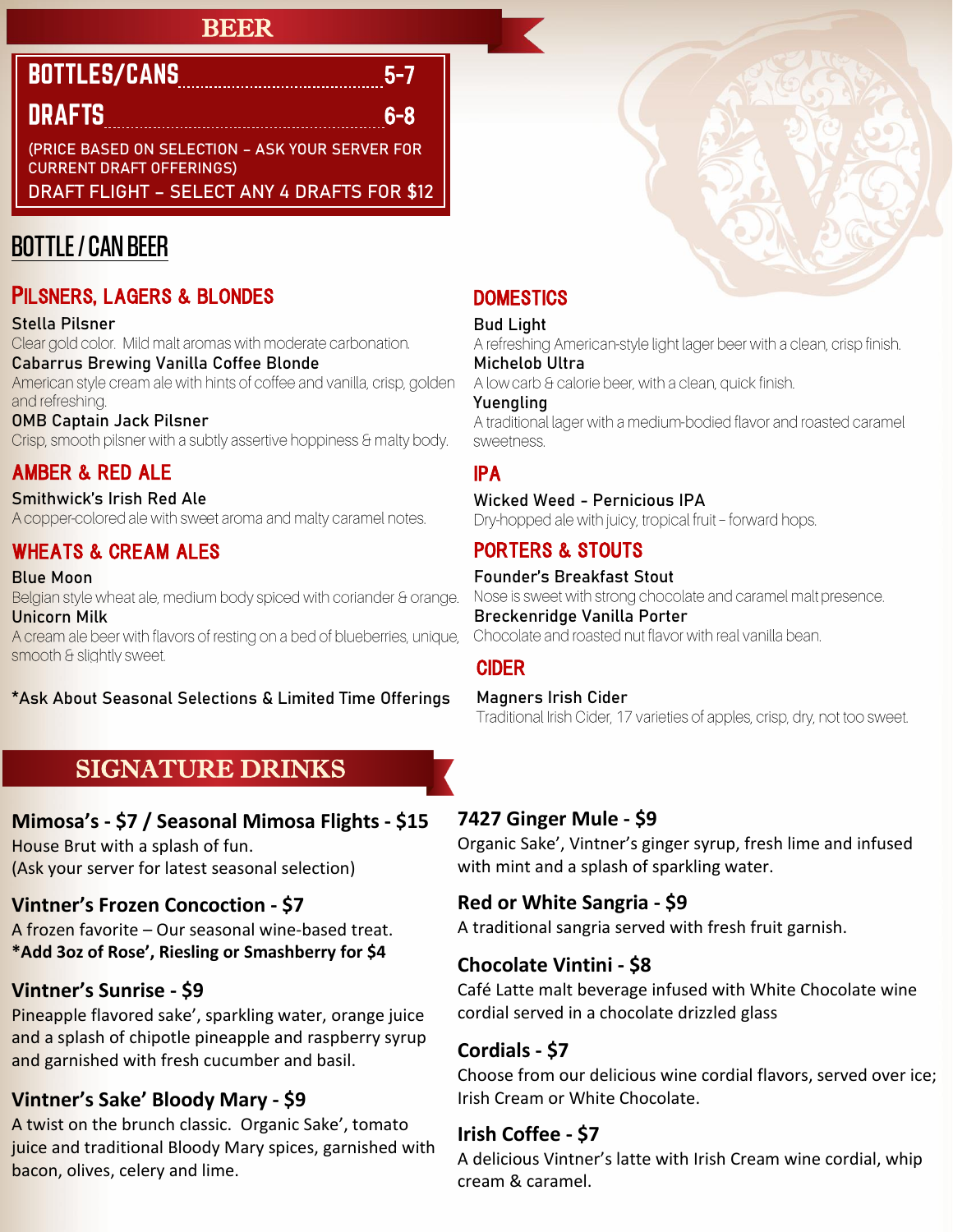# BEER

| | |
|---|---|
| **BOTTLES/CANS** | **5-7** |
| **DRAFTS** | **6-8** |

(PRICE BASED ON SELECTION – ASK YOUR SERVER FOR CURRENT DRAFT OFFERINGS)

DRAFT FLIGHT – SELECT ANY 4 DRAFTS FOR $12

## BOTTLE / CAN BEER

### PILSNERS, LAGERS & BLONDES

**Stella Pilsner**
Clear gold color. Mild malt aromas with moderate carbonation.

**Cabarrus Brewing Vanilla Coffee Blonde**
American style cream ale with hints of coffee and vanilla, crisp, golden and refreshing.

**OMB Captain Jack Pilsner**
Crisp, smooth pilsner with a subtly assertive hoppiness & malty body.

### AMBER & RED ALE

**Smithwick's Irish Red Ale**
A copper-colored ale with sweet aroma and malty caramel notes.

### WHEATS & CREAM ALES

**Blue Moon**
Belgian style wheat ale, medium body spiced with coriander & orange.

**Unicorn Milk**
A cream ale beer with flavors of resting on a bed of blueberries, unique, smooth & slightly sweet.

*Ask About Seasonal Selections & Limited Time Offerings

### DOMESTICS

**Bud Light**
A refreshing American-style light lager beer with a clean, crisp finish.

**Michelob Ultra**
A low carb & calorie beer, with a clean, quick finish.

**Yuengling**
A traditional lager with a medium-bodied flavor and roasted caramel sweetness.

### IPA

**Wicked Weed - Pernicious IPA**
Dry-hopped ale with juicy, tropical fruit – forward hops.

### PORTERS & STOUTS

**Founder's Breakfast Stout**
Nose is sweet with strong chocolate and caramel malt presence.

**Breckenridge Vanilla Porter**
Chocolate and roasted nut flavor with real vanilla bean.

### CIDER

**Magners Irish Cider**
Traditional Irish Cider, 17 varieties of apples, crisp, dry, not too sweet.

# SIGNATURE DRINKS

**Mimosa's - $7 / Seasonal Mimosa Flights - $15**
House Brut with a splash of fun.
(Ask your server for latest seasonal selection)

**Vintner's Frozen Concoction - $7**
A frozen favorite – Our seasonal wine-based treat.
**\*Add 3oz of Rose', Riesling or Smashberry for $4**

**Vintner's Sunrise - $9**
Pineapple flavored sake', sparkling water, orange juice and a splash of chipotle pineapple and raspberry syrup and garnished with fresh cucumber and basil.

**Vintner's Sake' Bloody Mary - $9**
A twist on the brunch classic. Organic Sake', tomato juice and traditional Bloody Mary spices, garnished with bacon, olives, celery and lime.

**7427 Ginger Mule - $9**
Organic Sake', Vintner's ginger syrup, fresh lime and infused with mint and a splash of sparkling water.

**Red or White Sangria - $9**
A traditional sangria served with fresh fruit garnish.

**Chocolate Vintini - $8**
Café Latte malt beverage infused with White Chocolate wine cordial served in a chocolate drizzled glass

**Cordials - $7**
Choose from our delicious wine cordial flavors, served over ice; Irish Cream or White Chocolate.

**Irish Coffee - $7**
A delicious Vintner's latte with Irish Cream wine cordial, whip cream & caramel.